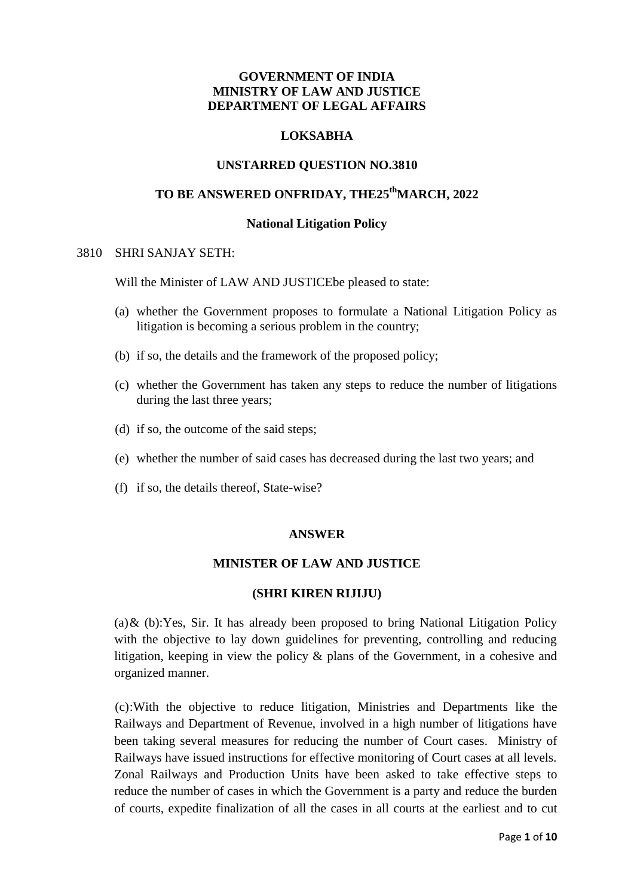**GOVERNMENT OF INDIA**
**MINISTRY OF LAW AND JUSTICE**
**DEPARTMENT OF LEGAL AFFAIRS**

**LOKSABHA**

**UNSTARRED QUESTION NO.3810**

**TO BE ANSWERED ONFRIDAY, THE25th MARCH, 2022**

**National Litigation Policy**

3810 SHRI SANJAY SETH:

Will the Minister of LAW AND JUSTICEbe pleased to state:

(a) whether the Government proposes to formulate a National Litigation Policy as litigation is becoming a serious problem in the country;

(b) if so, the details and the framework of the proposed policy;

(c) whether the Government has taken any steps to reduce the number of litigations during the last three years;

(d) if so, the outcome of the said steps;

(e) whether the number of said cases has decreased during the last two years; and

(f) if so, the details thereof, State-wise?

**ANSWER**

**MINISTER OF LAW AND JUSTICE**

**(SHRI KIREN RIJIJU)**

(a)& (b):Yes, Sir. It has already been proposed to bring National Litigation Policy with the objective to lay down guidelines for preventing, controlling and reducing litigation, keeping in view the policy & plans of the Government, in a cohesive and organized manner.

(c):With the objective to reduce litigation, Ministries and Departments like the Railways and Department of Revenue, involved in a high number of litigations have been taking several measures for reducing the number of Court cases. Ministry of Railways have issued instructions for effective monitoring of Court cases at all levels. Zonal Railways and Production Units have been asked to take effective steps to reduce the number of cases in which the Government is a party and reduce the burden of courts, expedite finalization of all the cases in all courts at the earliest and to cut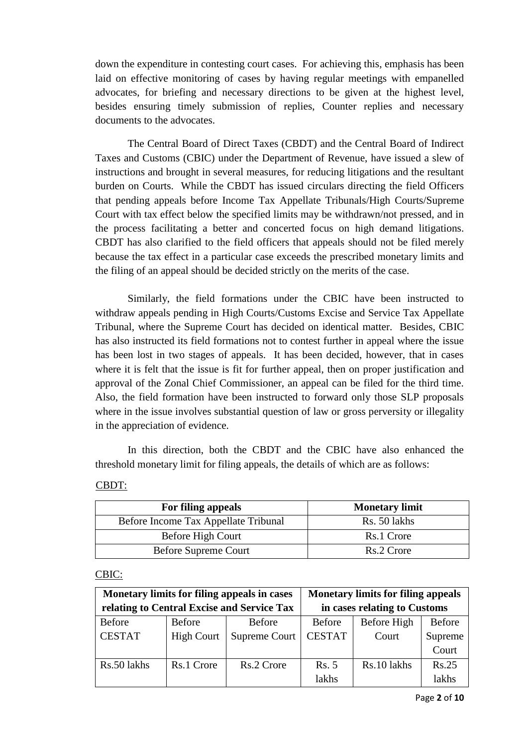down the expenditure in contesting court cases. For achieving this, emphasis has been laid on effective monitoring of cases by having regular meetings with empanelled advocates, for briefing and necessary directions to be given at the highest level, besides ensuring timely submission of replies, Counter replies and necessary documents to the advocates.

The Central Board of Direct Taxes (CBDT) and the Central Board of Indirect Taxes and Customs (CBIC) under the Department of Revenue, have issued a slew of instructions and brought in several measures, for reducing litigations and the resultant burden on Courts. While the CBDT has issued circulars directing the field Officers that pending appeals before Income Tax Appellate Tribunals/High Courts/Supreme Court with tax effect below the specified limits may be withdrawn/not pressed, and in the process facilitating a better and concerted focus on high demand litigations. CBDT has also clarified to the field officers that appeals should not be filed merely because the tax effect in a particular case exceeds the prescribed monetary limits and the filing of an appeal should be decided strictly on the merits of the case.

Similarly, the field formations under the CBIC have been instructed to withdraw appeals pending in High Courts/Customs Excise and Service Tax Appellate Tribunal, where the Supreme Court has decided on identical matter. Besides, CBIC has also instructed its field formations not to contest further in appeal where the issue has been lost in two stages of appeals. It has been decided, however, that in cases where it is felt that the issue is fit for further appeal, then on proper justification and approval of the Zonal Chief Commissioner, an appeal can be filed for the third time. Also, the field formation have been instructed to forward only those SLP proposals where in the issue involves substantial question of law or gross perversity or illegality in the appreciation of evidence.

In this direction, both the CBDT and the CBIC have also enhanced the threshold monetary limit for filing appeals, the details of which are as follows:

CBDT:

| For filing appeals | Monetary limit |
|---|---|
| Before Income Tax Appellate Tribunal | Rs. 50 lakhs |
| Before High Court | Rs.1 Crore |
| Before Supreme Court | Rs.2 Crore |

CBIC:

| Monetary limits for filing appeals in cases relating to Central Excise and Service Tax | | | Monetary limits for filing appeals in cases relating to Customs | | |
|---|---|---|---|---|---|
| Before CESTAT | Before High Court | Before Supreme Court | Before CESTAT | Before High Court | Before Supreme Court |
| Rs.50 lakhs | Rs.1 Crore | Rs.2 Crore | Rs. 5 lakhs | Rs.10 lakhs | Rs.25 lakhs |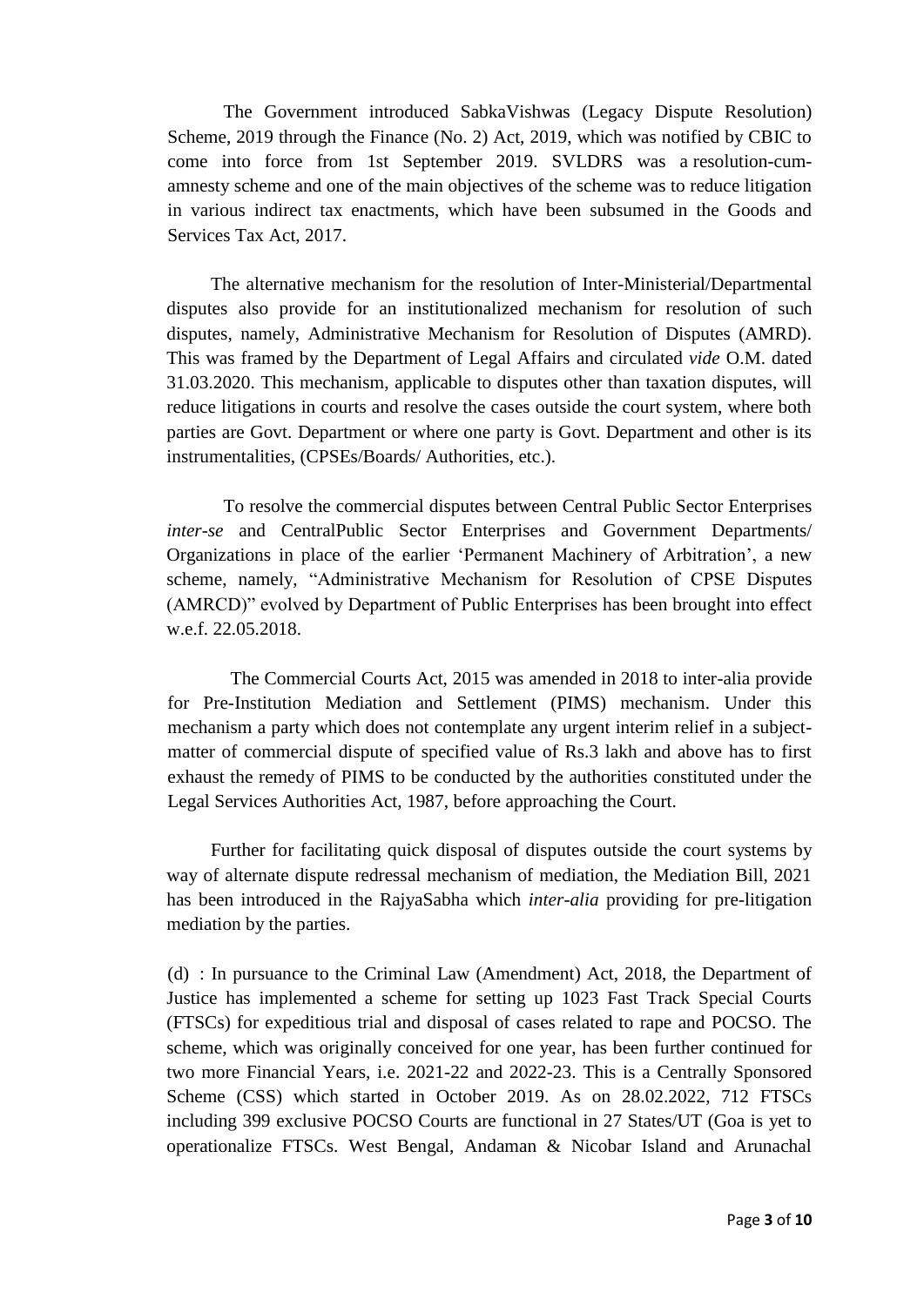The Government introduced SabkaVishwas (Legacy Dispute Resolution) Scheme, 2019 through the Finance (No. 2) Act, 2019, which was notified by CBIC to come into force from 1st September 2019. SVLDRS was a resolution-cum-amnesty scheme and one of the main objectives of the scheme was to reduce litigation in various indirect tax enactments, which have been subsumed in the Goods and Services Tax Act, 2017.

The alternative mechanism for the resolution of Inter-Ministerial/Departmental disputes also provide for an institutionalized mechanism for resolution of such disputes, namely, Administrative Mechanism for Resolution of Disputes (AMRD). This was framed by the Department of Legal Affairs and circulated *vide* O.M. dated 31.03.2020. This mechanism, applicable to disputes other than taxation disputes, will reduce litigations in courts and resolve the cases outside the court system, where both parties are Govt. Department or where one party is Govt. Department and other is its instrumentalities, (CPSEs/Boards/ Authorities, etc.).

To resolve the commercial disputes between Central Public Sector Enterprises *inter-se* and CentralPublic Sector Enterprises and Government Departments/ Organizations in place of the earlier 'Permanent Machinery of Arbitration', a new scheme, namely, "Administrative Mechanism for Resolution of CPSE Disputes (AMRCD)" evolved by Department of Public Enterprises has been brought into effect w.e.f. 22.05.2018.

The Commercial Courts Act, 2015 was amended in 2018 to inter-alia provide for Pre-Institution Mediation and Settlement (PIMS) mechanism. Under this mechanism a party which does not contemplate any urgent interim relief in a subject-matter of commercial dispute of specified value of Rs.3 lakh and above has to first exhaust the remedy of PIMS to be conducted by the authorities constituted under the Legal Services Authorities Act, 1987, before approaching the Court.

Further for facilitating quick disposal of disputes outside the court systems by way of alternate dispute redressal mechanism of mediation, the Mediation Bill, 2021 has been introduced in the RajyaSabha which *inter-alia* providing for pre-litigation mediation by the parties.

(d) : In pursuance to the Criminal Law (Amendment) Act, 2018, the Department of Justice has implemented a scheme for setting up 1023 Fast Track Special Courts (FTSCs) for expeditious trial and disposal of cases related to rape and POCSO. The scheme, which was originally conceived for one year, has been further continued for two more Financial Years, i.e. 2021-22 and 2022-23. This is a Centrally Sponsored Scheme (CSS) which started in October 2019. As on 28.02.2022, 712 FTSCs including 399 exclusive POCSO Courts are functional in 27 States/UT (Goa is yet to operationalize FTSCs. West Bengal, Andaman & Nicobar Island and Arunachal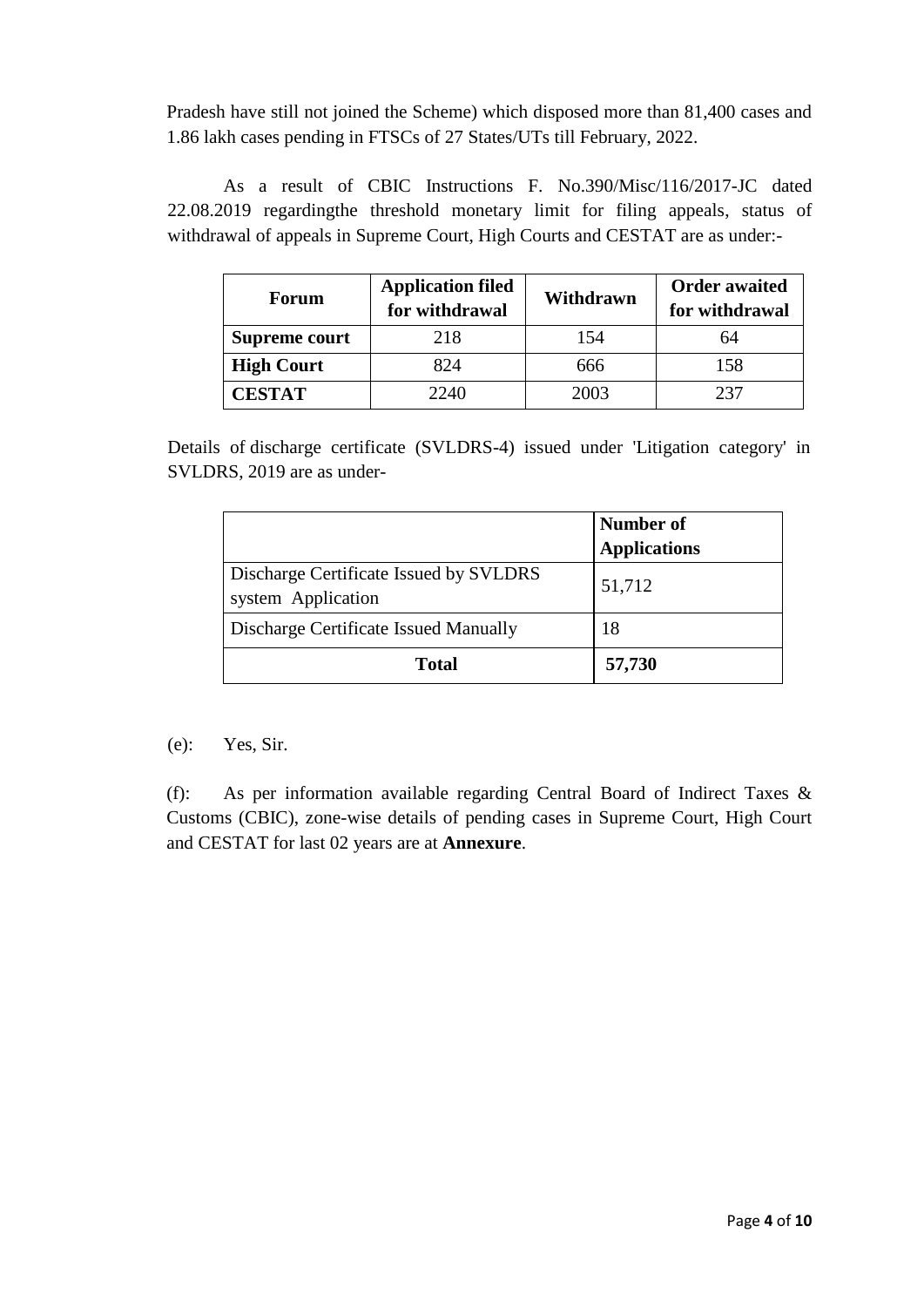Pradesh have still not joined the Scheme) which disposed more than 81,400 cases and 1.86 lakh cases pending in FTSCs of 27 States/UTs till February, 2022.

As a result of CBIC Instructions F. No.390/Misc/116/2017-JC dated 22.08.2019 regardingthe threshold monetary limit for filing appeals, status of withdrawal of appeals in Supreme Court, High Courts and CESTAT are as under:-

| Forum | Application filed for withdrawal | Withdrawn | Order awaited for withdrawal |
|---|---|---|---|
| **Supreme court** | 218 | 154 | 64 |
| **High Court** | 824 | 666 | 158 |
| **CESTAT** | 2240 | 2003 | 237 |

Details of discharge certificate (SVLDRS-4) issued under 'Litigation category' in SVLDRS, 2019 are as under-

| | Number of Applications |
|---|---|
| Discharge Certificate Issued by SVLDRS system Application | 51,712 |
| Discharge Certificate Issued Manually | 18 |
| **Total** | **57,730** |

(e): Yes, Sir.

(f): As per information available regarding Central Board of Indirect Taxes & Customs (CBIC), zone-wise details of pending cases in Supreme Court, High Court and CESTAT for last 02 years are at **Annexure**.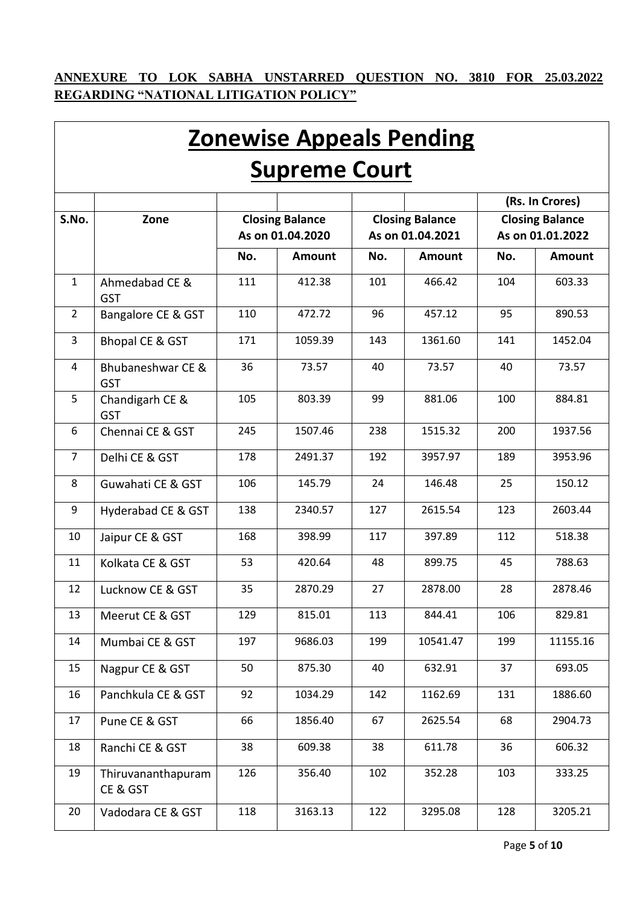**ANNEXURE TO LOK SABHA UNSTARRED QUESTION NO. 3810 FOR 25.03.2022 REGARDING "NATIONAL LITIGATION POLICY"**

# Zonewise Appeals Pending Supreme Court

| | | | | | | (Rs. In Crores) | |
|---|---|---|---|---|---|---|---|
| S.No. | Zone | Closing Balance As on 01.04.2020 | | Closing Balance As on 01.04.2021 | | Closing Balance As on 01.01.2022 | |
| | | No. | Amount | No. | Amount | No. | Amount |
| 1 | Ahmedabad CE & GST | 111 | 412.38 | 101 | 466.42 | 104 | 603.33 |
| 2 | Bangalore CE & GST | 110 | 472.72 | 96 | 457.12 | 95 | 890.53 |
| 3 | Bhopal CE & GST | 171 | 1059.39 | 143 | 1361.60 | 141 | 1452.04 |
| 4 | Bhubaneshwar CE & GST | 36 | 73.57 | 40 | 73.57 | 40 | 73.57 |
| 5 | Chandigarh CE & GST | 105 | 803.39 | 99 | 881.06 | 100 | 884.81 |
| 6 | Chennai CE & GST | 245 | 1507.46 | 238 | 1515.32 | 200 | 1937.56 |
| 7 | Delhi CE & GST | 178 | 2491.37 | 192 | 3957.97 | 189 | 3953.96 |
| 8 | Guwahati CE & GST | 106 | 145.79 | 24 | 146.48 | 25 | 150.12 |
| 9 | Hyderabad CE & GST | 138 | 2340.57 | 127 | 2615.54 | 123 | 2603.44 |
| 10 | Jaipur CE & GST | 168 | 398.99 | 117 | 397.89 | 112 | 518.38 |
| 11 | Kolkata CE & GST | 53 | 420.64 | 48 | 899.75 | 45 | 788.63 |
| 12 | Lucknow CE & GST | 35 | 2870.29 | 27 | 2878.00 | 28 | 2878.46 |
| 13 | Meerut CE & GST | 129 | 815.01 | 113 | 844.41 | 106 | 829.81 |
| 14 | Mumbai CE & GST | 197 | 9686.03 | 199 | 10541.47 | 199 | 11155.16 |
| 15 | Nagpur CE & GST | 50 | 875.30 | 40 | 632.91 | 37 | 693.05 |
| 16 | Panchkula CE & GST | 92 | 1034.29 | 142 | 1162.69 | 131 | 1886.60 |
| 17 | Pune CE & GST | 66 | 1856.40 | 67 | 2625.54 | 68 | 2904.73 |
| 18 | Ranchi CE & GST | 38 | 609.38 | 38 | 611.78 | 36 | 606.32 |
| 19 | Thiruvananthapuram CE & GST | 126 | 356.40 | 102 | 352.28 | 103 | 333.25 |
| 20 | Vadodara CE & GST | 118 | 3163.13 | 122 | 3295.08 | 128 | 3205.21 |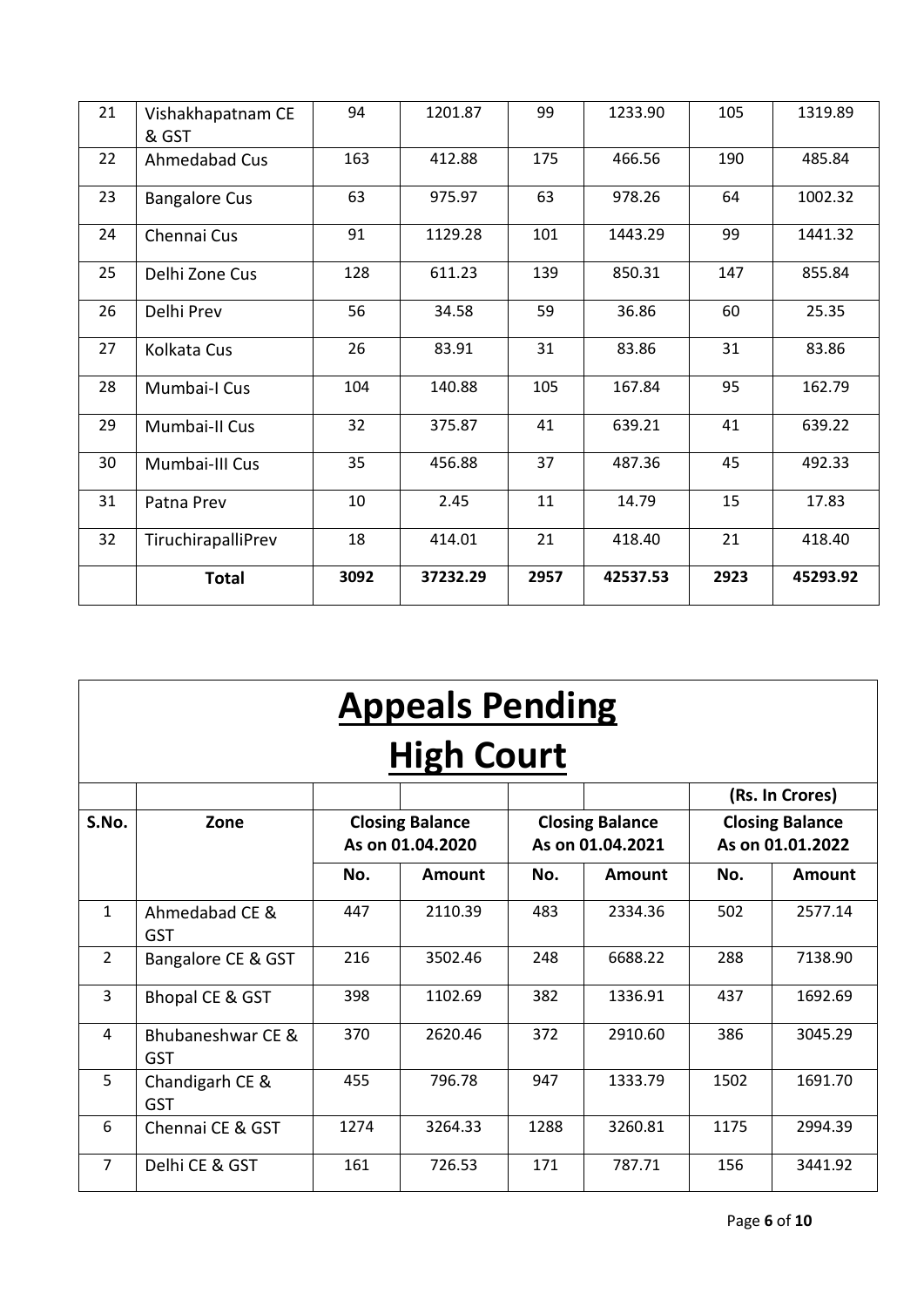| 21 | Vishakhapatnam CE & GST | 94 | 1201.87 | 99 | 1233.90 | 105 | 1319.89 |
|---|---|---|---|---|---|---|---|
| 22 | Ahmedabad Cus | 163 | 412.88 | 175 | 466.56 | 190 | 485.84 |
| 23 | Bangalore Cus | 63 | 975.97 | 63 | 978.26 | 64 | 1002.32 |
| 24 | Chennai Cus | 91 | 1129.28 | 101 | 1443.29 | 99 | 1441.32 |
| 25 | Delhi Zone Cus | 128 | 611.23 | 139 | 850.31 | 147 | 855.84 |
| 26 | Delhi Prev | 56 | 34.58 | 59 | 36.86 | 60 | 25.35 |
| 27 | Kolkata Cus | 26 | 83.91 | 31 | 83.86 | 31 | 83.86 |
| 28 | Mumbai-I Cus | 104 | 140.88 | 105 | 167.84 | 95 | 162.79 |
| 29 | Mumbai-II Cus | 32 | 375.87 | 41 | 639.21 | 41 | 639.22 |
| 30 | Mumbai-III Cus | 35 | 456.88 | 37 | 487.36 | 45 | 492.33 |
| 31 | Patna Prev | 10 | 2.45 | 11 | 14.79 | 15 | 17.83 |
| 32 | TiruchirapalliPrev | 18 | 414.01 | 21 | 418.40 | 21 | 418.40 |
| | **Total** | **3092** | **37232.29** | **2957** | **42537.53** | **2923** | **45293.92** |

# Appeals Pending

# High Court

| | | | | | | (Rs. In Crores) | |
|---|---|---|---|---|---|---|---|
| **S.No.** | **Zone** | **Closing Balance As on 01.04.2020** | | **Closing Balance As on 01.04.2021** | | **Closing Balance As on 01.01.2022** | |
| | | **No.** | **Amount** | **No.** | **Amount** | **No.** | **Amount** |
| 1 | Ahmedabad CE & GST | 447 | 2110.39 | 483 | 2334.36 | 502 | 2577.14 |
| 2 | Bangalore CE & GST | 216 | 3502.46 | 248 | 6688.22 | 288 | 7138.90 |
| 3 | Bhopal CE & GST | 398 | 1102.69 | 382 | 1336.91 | 437 | 1692.69 |
| 4 | Bhubaneshwar CE & GST | 370 | 2620.46 | 372 | 2910.60 | 386 | 3045.29 |
| 5 | Chandigarh CE & GST | 455 | 796.78 | 947 | 1333.79 | 1502 | 1691.70 |
| 6 | Chennai CE & GST | 1274 | 3264.33 | 1288 | 3260.81 | 1175 | 2994.39 |
| 7 | Delhi CE & GST | 161 | 726.53 | 171 | 787.71 | 156 | 3441.92 |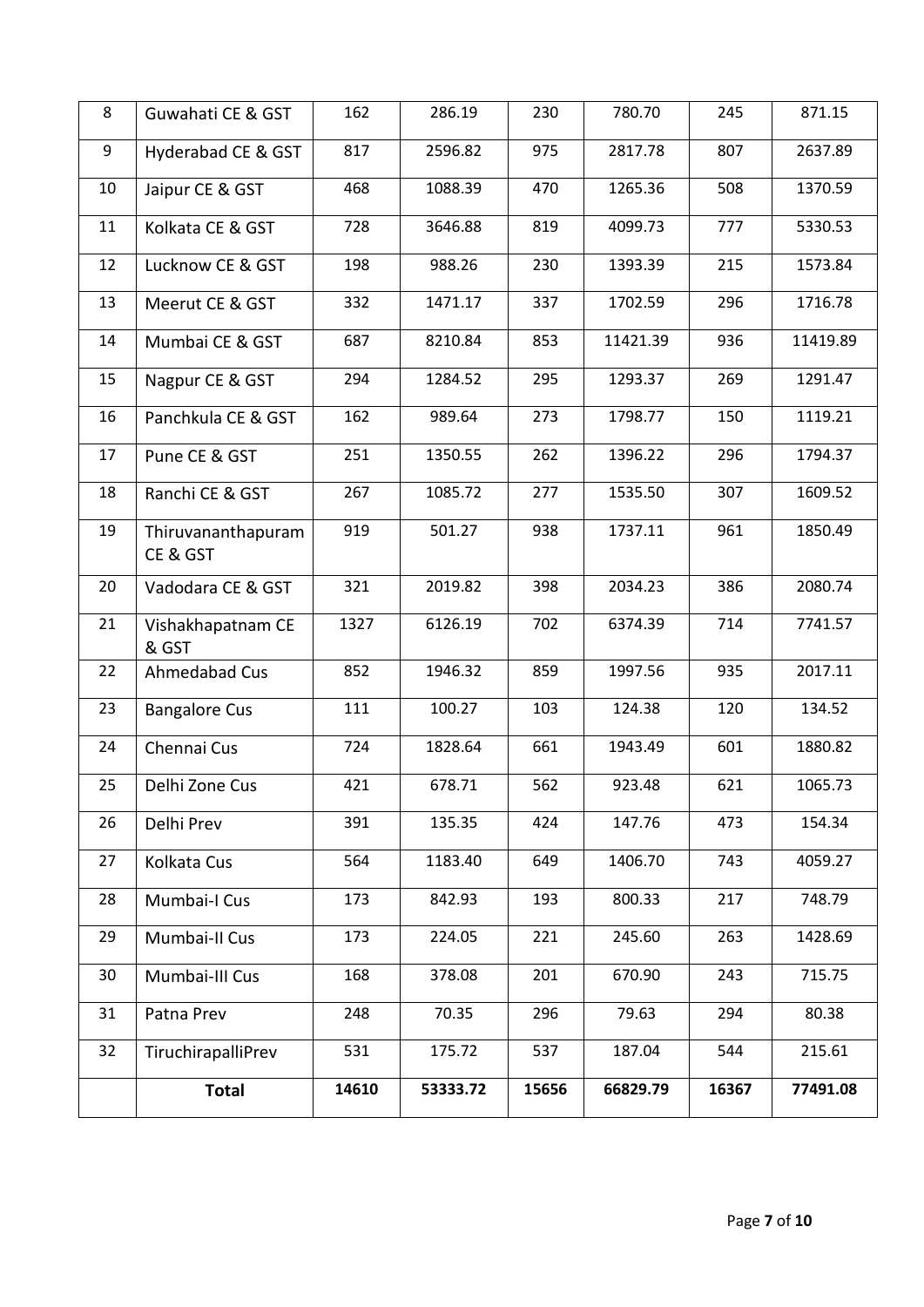| 8 | Guwahati CE & GST | 162 | 286.19 | 230 | 780.70 | 245 | 871.15 |
|---|---|---|---|---|---|---|---|
| 9 | Hyderabad CE & GST | 817 | 2596.82 | 975 | 2817.78 | 807 | 2637.89 |
| 10 | Jaipur CE & GST | 468 | 1088.39 | 470 | 1265.36 | 508 | 1370.59 |
| 11 | Kolkata CE & GST | 728 | 3646.88 | 819 | 4099.73 | 777 | 5330.53 |
| 12 | Lucknow CE & GST | 198 | 988.26 | 230 | 1393.39 | 215 | 1573.84 |
| 13 | Meerut CE & GST | 332 | 1471.17 | 337 | 1702.59 | 296 | 1716.78 |
| 14 | Mumbai CE & GST | 687 | 8210.84 | 853 | 11421.39 | 936 | 11419.89 |
| 15 | Nagpur CE & GST | 294 | 1284.52 | 295 | 1293.37 | 269 | 1291.47 |
| 16 | Panchkula CE & GST | 162 | 989.64 | 273 | 1798.77 | 150 | 1119.21 |
| 17 | Pune CE & GST | 251 | 1350.55 | 262 | 1396.22 | 296 | 1794.37 |
| 18 | Ranchi CE & GST | 267 | 1085.72 | 277 | 1535.50 | 307 | 1609.52 |
| 19 | Thiruvananthapuram CE & GST | 919 | 501.27 | 938 | 1737.11 | 961 | 1850.49 |
| 20 | Vadodara CE & GST | 321 | 2019.82 | 398 | 2034.23 | 386 | 2080.74 |
| 21 | Vishakhapatnam CE & GST | 1327 | 6126.19 | 702 | 6374.39 | 714 | 7741.57 |
| 22 | Ahmedabad Cus | 852 | 1946.32 | 859 | 1997.56 | 935 | 2017.11 |
| 23 | Bangalore Cus | 111 | 100.27 | 103 | 124.38 | 120 | 134.52 |
| 24 | Chennai Cus | 724 | 1828.64 | 661 | 1943.49 | 601 | 1880.82 |
| 25 | Delhi Zone Cus | 421 | 678.71 | 562 | 923.48 | 621 | 1065.73 |
| 26 | Delhi Prev | 391 | 135.35 | 424 | 147.76 | 473 | 154.34 |
| 27 | Kolkata Cus | 564 | 1183.40 | 649 | 1406.70 | 743 | 4059.27 |
| 28 | Mumbai-I Cus | 173 | 842.93 | 193 | 800.33 | 217 | 748.79 |
| 29 | Mumbai-II Cus | 173 | 224.05 | 221 | 245.60 | 263 | 1428.69 |
| 30 | Mumbai-III Cus | 168 | 378.08 | 201 | 670.90 | 243 | 715.75 |
| 31 | Patna Prev | 248 | 70.35 | 296 | 79.63 | 294 | 80.38 |
| 32 | TiruchirapalliPrev | 531 | 175.72 | 537 | 187.04 | 544 | 215.61 |
| | **Total** | **14610** | **53333.72** | **15656** | **66829.79** | **16367** | **77491.08** |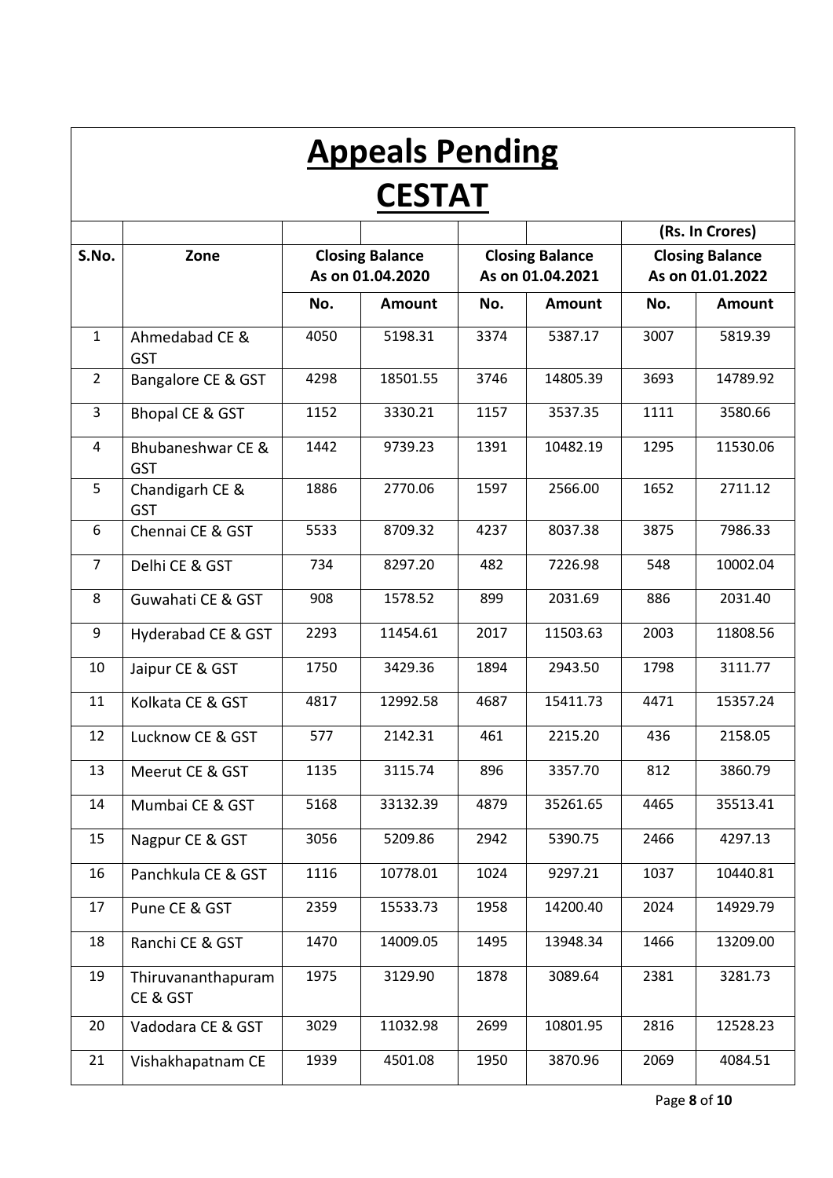# Appeals Pending

# CESTAT

| | | | | | | (Rs. In Crores) | |
|---|---|---|---|---|---|---|---|
| S.No. | Zone | Closing Balance As on 01.04.2020 | | Closing Balance As on 01.04.2021 | | Closing Balance As on 01.01.2022 | |
| | | No. | Amount | No. | Amount | No. | Amount |
| 1 | Ahmedabad CE & GST | 4050 | 5198.31 | 3374 | 5387.17 | 3007 | 5819.39 |
| 2 | Bangalore CE & GST | 4298 | 18501.55 | 3746 | 14805.39 | 3693 | 14789.92 |
| 3 | Bhopal CE & GST | 1152 | 3330.21 | 1157 | 3537.35 | 1111 | 3580.66 |
| 4 | Bhubaneshwar CE & GST | 1442 | 9739.23 | 1391 | 10482.19 | 1295 | 11530.06 |
| 5 | Chandigarh CE & GST | 1886 | 2770.06 | 1597 | 2566.00 | 1652 | 2711.12 |
| 6 | Chennai CE & GST | 5533 | 8709.32 | 4237 | 8037.38 | 3875 | 7986.33 |
| 7 | Delhi CE & GST | 734 | 8297.20 | 482 | 7226.98 | 548 | 10002.04 |
| 8 | Guwahati CE & GST | 908 | 1578.52 | 899 | 2031.69 | 886 | 2031.40 |
| 9 | Hyderabad CE & GST | 2293 | 11454.61 | 2017 | 11503.63 | 2003 | 11808.56 |
| 10 | Jaipur CE & GST | 1750 | 3429.36 | 1894 | 2943.50 | 1798 | 3111.77 |
| 11 | Kolkata CE & GST | 4817 | 12992.58 | 4687 | 15411.73 | 4471 | 15357.24 |
| 12 | Lucknow CE & GST | 577 | 2142.31 | 461 | 2215.20 | 436 | 2158.05 |
| 13 | Meerut CE & GST | 1135 | 3115.74 | 896 | 3357.70 | 812 | 3860.79 |
| 14 | Mumbai CE & GST | 5168 | 33132.39 | 4879 | 35261.65 | 4465 | 35513.41 |
| 15 | Nagpur CE & GST | 3056 | 5209.86 | 2942 | 5390.75 | 2466 | 4297.13 |
| 16 | Panchkula CE & GST | 1116 | 10778.01 | 1024 | 9297.21 | 1037 | 10440.81 |
| 17 | Pune CE & GST | 2359 | 15533.73 | 1958 | 14200.40 | 2024 | 14929.79 |
| 18 | Ranchi CE & GST | 1470 | 14009.05 | 1495 | 13948.34 | 1466 | 13209.00 |
| 19 | Thiruvananthapuram CE & GST | 1975 | 3129.90 | 1878 | 3089.64 | 2381 | 3281.73 |
| 20 | Vadodara CE & GST | 3029 | 11032.98 | 2699 | 10801.95 | 2816 | 12528.23 |
| 21 | Vishakhapatnam CE | 1939 | 4501.08 | 1950 | 3870.96 | 2069 | 4084.51 |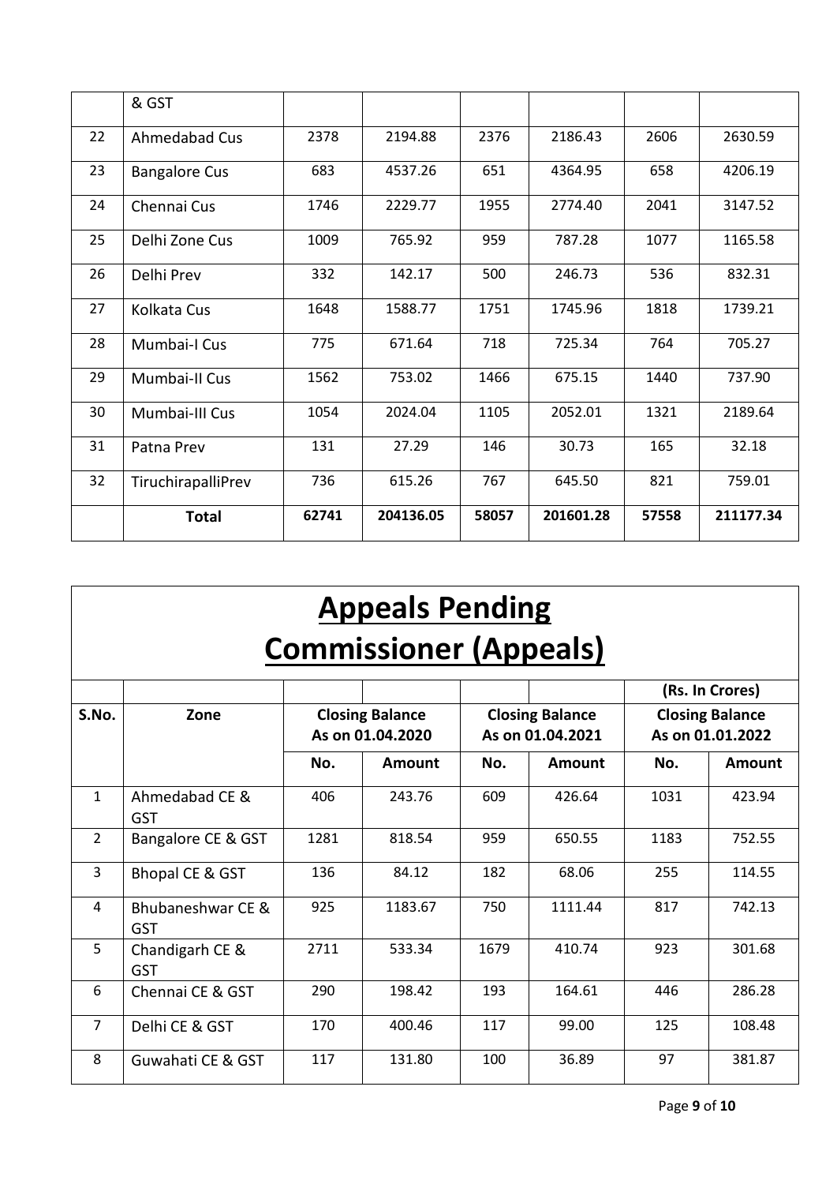| | & GST | | | | | | |
|---|---|---|---|---|---|---|---|
| 22 | Ahmedabad Cus | 2378 | 2194.88 | 2376 | 2186.43 | 2606 | 2630.59 |
| 23 | Bangalore Cus | 683 | 4537.26 | 651 | 4364.95 | 658 | 4206.19 |
| 24 | Chennai Cus | 1746 | 2229.77 | 1955 | 2774.40 | 2041 | 3147.52 |
| 25 | Delhi Zone Cus | 1009 | 765.92 | 959 | 787.28 | 1077 | 1165.58 |
| 26 | Delhi Prev | 332 | 142.17 | 500 | 246.73 | 536 | 832.31 |
| 27 | Kolkata Cus | 1648 | 1588.77 | 1751 | 1745.96 | 1818 | 1739.21 |
| 28 | Mumbai-I Cus | 775 | 671.64 | 718 | 725.34 | 764 | 705.27 |
| 29 | Mumbai-II Cus | 1562 | 753.02 | 1466 | 675.15 | 1440 | 737.90 |
| 30 | Mumbai-III Cus | 1054 | 2024.04 | 1105 | 2052.01 | 1321 | 2189.64 |
| 31 | Patna Prev | 131 | 27.29 | 146 | 30.73 | 165 | 32.18 |
| 32 | TiruchirapalliPrev | 736 | 615.26 | 767 | 645.50 | 821 | 759.01 |
| | **Total** | **62741** | **204136.05** | **58057** | **201601.28** | **57558** | **211177.34** |

# Appeals Pending Commissioner (Appeals)

| | | | | | | (Rs. In Crores) | |
|---|---|---|---|---|---|---|---|
| **S.No.** | **Zone** | **Closing Balance As on 01.04.2020** | | **Closing Balance As on 01.04.2021** | | **Closing Balance As on 01.01.2022** | |
| | | **No.** | **Amount** | **No.** | **Amount** | **No.** | **Amount** |
| 1 | Ahmedabad CE & GST | 406 | 243.76 | 609 | 426.64 | 1031 | 423.94 |
| 2 | Bangalore CE & GST | 1281 | 818.54 | 959 | 650.55 | 1183 | 752.55 |
| 3 | Bhopal CE & GST | 136 | 84.12 | 182 | 68.06 | 255 | 114.55 |
| 4 | Bhubaneshwar CE & GST | 925 | 1183.67 | 750 | 1111.44 | 817 | 742.13 |
| 5 | Chandigarh CE & GST | 2711 | 533.34 | 1679 | 410.74 | 923 | 301.68 |
| 6 | Chennai CE & GST | 290 | 198.42 | 193 | 164.61 | 446 | 286.28 |
| 7 | Delhi CE & GST | 170 | 400.46 | 117 | 99.00 | 125 | 108.48 |
| 8 | Guwahati CE & GST | 117 | 131.80 | 100 | 36.89 | 97 | 381.87 |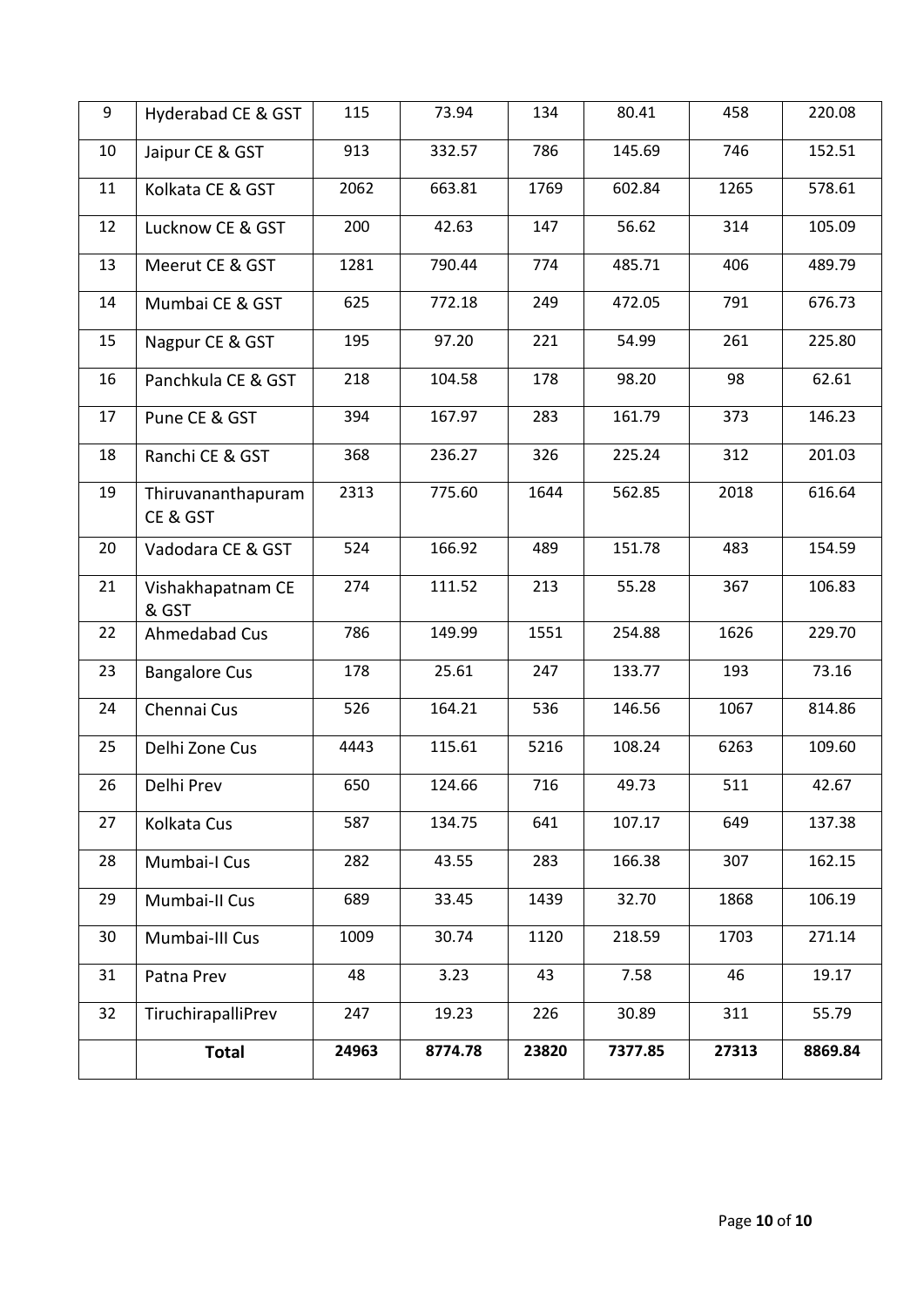| | | | | | | | |
|---|---|---|---|---|---|---|---|
| 9 | Hyderabad CE & GST | 115 | 73.94 | 134 | 80.41 | 458 | 220.08 |
| 10 | Jaipur CE & GST | 913 | 332.57 | 786 | 145.69 | 746 | 152.51 |
| 11 | Kolkata CE & GST | 2062 | 663.81 | 1769 | 602.84 | 1265 | 578.61 |
| 12 | Lucknow CE & GST | 200 | 42.63 | 147 | 56.62 | 314 | 105.09 |
| 13 | Meerut CE & GST | 1281 | 790.44 | 774 | 485.71 | 406 | 489.79 |
| 14 | Mumbai CE & GST | 625 | 772.18 | 249 | 472.05 | 791 | 676.73 |
| 15 | Nagpur CE & GST | 195 | 97.20 | 221 | 54.99 | 261 | 225.80 |
| 16 | Panchkula CE & GST | 218 | 104.58 | 178 | 98.20 | 98 | 62.61 |
| 17 | Pune CE & GST | 394 | 167.97 | 283 | 161.79 | 373 | 146.23 |
| 18 | Ranchi CE & GST | 368 | 236.27 | 326 | 225.24 | 312 | 201.03 |
| 19 | Thiruvananthapuram CE & GST | 2313 | 775.60 | 1644 | 562.85 | 2018 | 616.64 |
| 20 | Vadodara CE & GST | 524 | 166.92 | 489 | 151.78 | 483 | 154.59 |
| 21 | Vishakhapatnam CE & GST | 274 | 111.52 | 213 | 55.28 | 367 | 106.83 |
| 22 | Ahmedabad Cus | 786 | 149.99 | 1551 | 254.88 | 1626 | 229.70 |
| 23 | Bangalore Cus | 178 | 25.61 | 247 | 133.77 | 193 | 73.16 |
| 24 | Chennai Cus | 526 | 164.21 | 536 | 146.56 | 1067 | 814.86 |
| 25 | Delhi Zone Cus | 4443 | 115.61 | 5216 | 108.24 | 6263 | 109.60 |
| 26 | Delhi Prev | 650 | 124.66 | 716 | 49.73 | 511 | 42.67 |
| 27 | Kolkata Cus | 587 | 134.75 | 641 | 107.17 | 649 | 137.38 |
| 28 | Mumbai-I Cus | 282 | 43.55 | 283 | 166.38 | 307 | 162.15 |
| 29 | Mumbai-II Cus | 689 | 33.45 | 1439 | 32.70 | 1868 | 106.19 |
| 30 | Mumbai-III Cus | 1009 | 30.74 | 1120 | 218.59 | 1703 | 271.14 |
| 31 | Patna Prev | 48 | 3.23 | 43 | 7.58 | 46 | 19.17 |
| 32 | TiruchirapalliPrev | 247 | 19.23 | 226 | 30.89 | 311 | 55.79 |
| | **Total** | **24963** | **8774.78** | **23820** | **7377.85** | **27313** | **8869.84** |